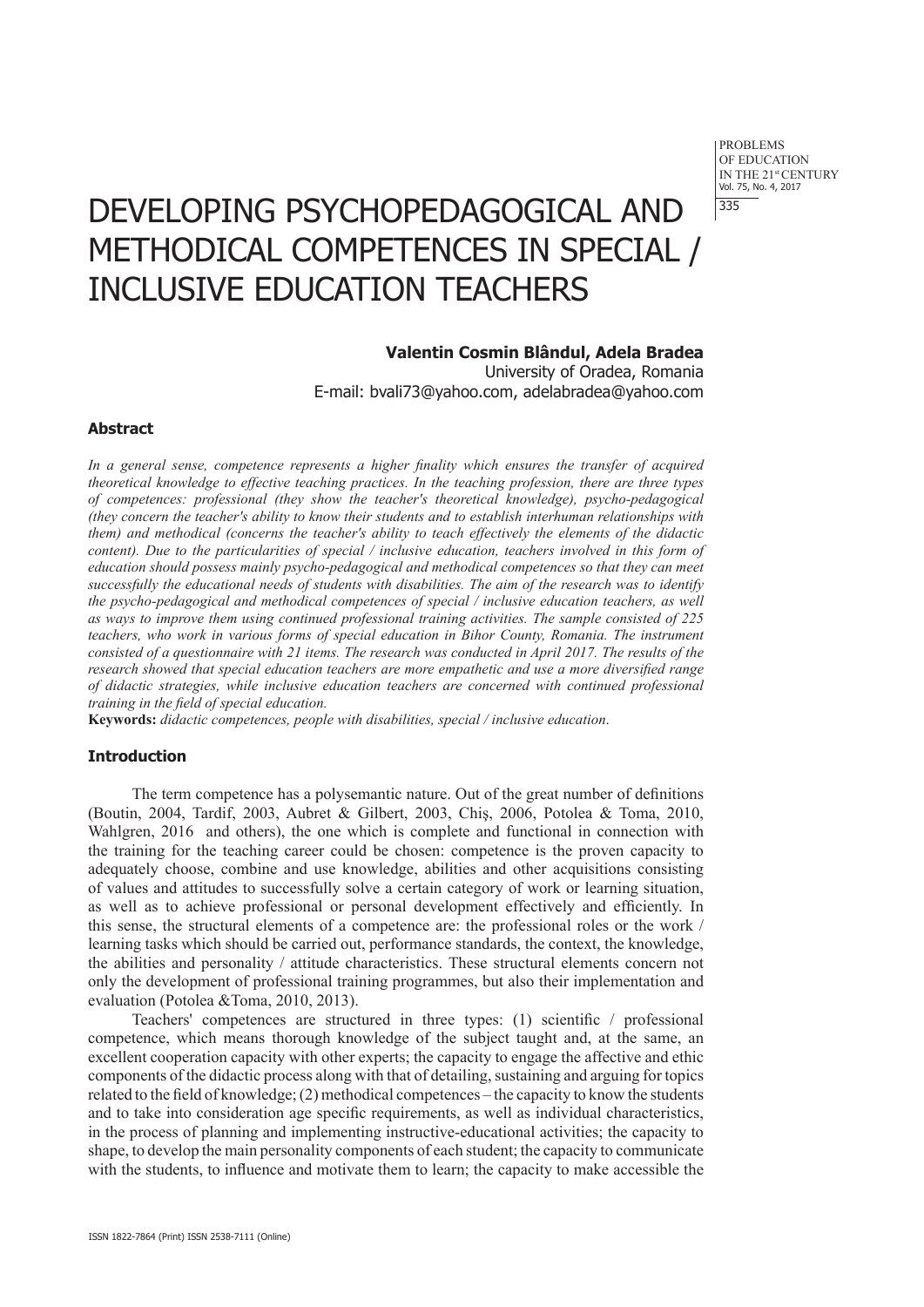# DEVELOPING PSYCHOPEDAGOGICAL AND METHODICAL COMPETENCES IN SPECIAL / INCLUSIVE EDUCATION TEACHERS

**Valentin Cosmin Blândul, Adela Bradea**
University of Oradea, Romania
E-mail: bvali73@yahoo.com, adelabradea@yahoo.com

### Abstract

*In a general sense, competence represents a higher finality which ensures the transfer of acquired theoretical knowledge to effective teaching practices. In the teaching profession, there are three types of competences: professional (they show the teacher's theoretical knowledge), psycho-pedagogical (they concern the teacher's ability to know their students and to establish interhuman relationships with them) and methodical (concerns the teacher's ability to teach effectively the elements of the didactic content). Due to the particularities of special / inclusive education, teachers involved in this form of education should possess mainly psycho-pedagogical and methodical competences so that they can meet successfully the educational needs of students with disabilities. The aim of the research was to identify the psycho-pedagogical and methodical competences of special / inclusive education teachers, as well as ways to improve them using continued professional training activities. The sample consisted of 225 teachers, who work in various forms of special education in Bihor County, Romania. The instrument consisted of a questionnaire with 21 items. The research was conducted in April 2017. The results of the research showed that special education teachers are more empathetic and use a more diversified range of didactic strategies, while inclusive education teachers are concerned with continued professional training in the field of special education.*

**Keywords:** *didactic competences, people with disabilities, special / inclusive education*.

### Introduction

The term competence has a polysemantic nature. Out of the great number of definitions (Boutin, 2004, Tardif, 2003, Aubret & Gilbert, 2003, Chiş, 2006, Potolea & Toma, 2010, Wahlgren, 2016 and others), the one which is complete and functional in connection with the training for the teaching career could be chosen: competence is the proven capacity to adequately choose, combine and use knowledge, abilities and other acquisitions consisting of values and attitudes to successfully solve a certain category of work or learning situation, as well as to achieve professional or personal development effectively and efficiently. In this sense, the structural elements of a competence are: the professional roles or the work / learning tasks which should be carried out, performance standards, the context, the knowledge, the abilities and personality / attitude characteristics. These structural elements concern not only the development of professional training programmes, but also their implementation and evaluation (Potolea &Toma, 2010, 2013).

Teachers' competences are structured in three types: (1) scientific / professional competence, which means thorough knowledge of the subject taught and, at the same, an excellent cooperation capacity with other experts; the capacity to engage the affective and ethic components of the didactic process along with that of detailing, sustaining and arguing for topics related to the field of knowledge; (2) methodical competences – the capacity to know the students and to take into consideration age specific requirements, as well as individual characteristics, in the process of planning and implementing instructive-educational activities; the capacity to shape, to develop the main personality components of each student; the capacity to communicate with the students, to influence and motivate them to learn; the capacity to make accessible the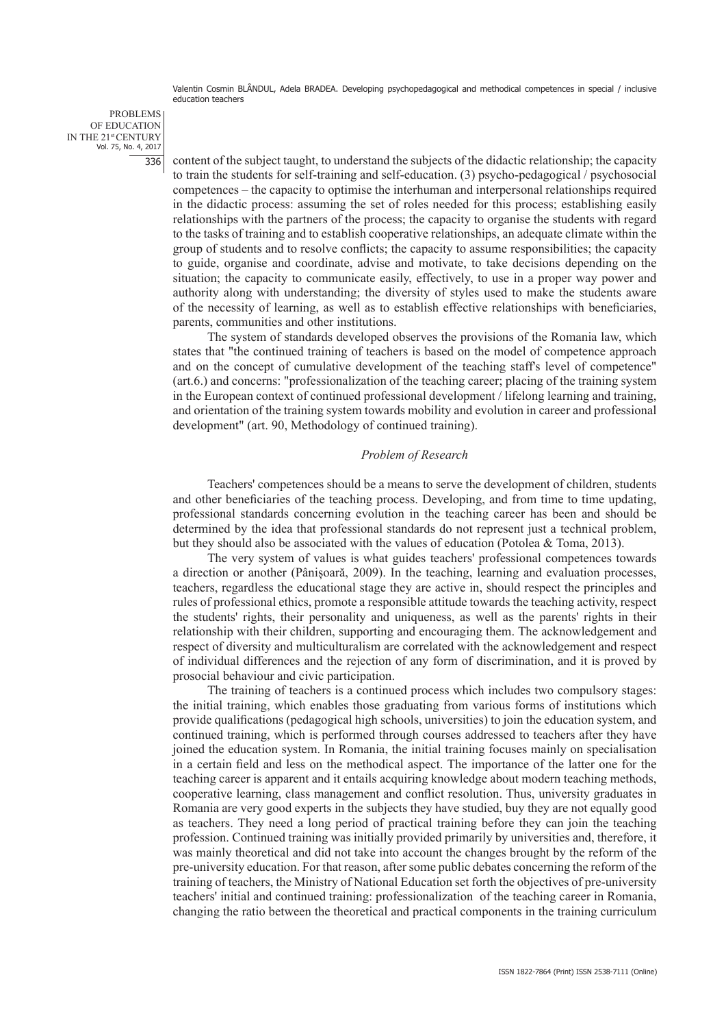content of the subject taught, to understand the subjects of the didactic relationship; the capacity to train the students for self-training and self-education. (3) psycho-pedagogical / psychosocial competences – the capacity to optimise the interhuman and interpersonal relationships required in the didactic process: assuming the set of roles needed for this process; establishing easily relationships with the partners of the process; the capacity to organise the students with regard to the tasks of training and to establish cooperative relationships, an adequate climate within the group of students and to resolve conflicts; the capacity to assume responsibilities; the capacity to guide, organise and coordinate, advise and motivate, to take decisions depending on the situation; the capacity to communicate easily, effectively, to use in a proper way power and authority along with understanding; the diversity of styles used to make the students aware of the necessity of learning, as well as to establish effective relationships with beneficiaries, parents, communities and other institutions.

The system of standards developed observes the provisions of the Romania law, which states that "the continued training of teachers is based on the model of competence approach and on the concept of cumulative development of the teaching staff's level of competence" (art.6.) and concerns: "professionalization of the teaching career; placing of the training system in the European context of continued professional development / lifelong learning and training, and orientation of the training system towards mobility and evolution in career and professional development" (art. 90, Methodology of continued training).

### *Problem of Research*

Teachers' competences should be a means to serve the development of children, students and other beneficiaries of the teaching process. Developing, and from time to time updating, professional standards concerning evolution in the teaching career has been and should be determined by the idea that professional standards do not represent just a technical problem, but they should also be associated with the values of education (Potolea & Toma, 2013).

The very system of values is what guides teachers' professional competences towards a direction or another (Pânișoară, 2009). In the teaching, learning and evaluation processes, teachers, regardless the educational stage they are active in, should respect the principles and rules of professional ethics, promote a responsible attitude towards the teaching activity, respect the students' rights, their personality and uniqueness, as well as the parents' rights in their relationship with their children, supporting and encouraging them. The acknowledgement and respect of diversity and multiculturalism are correlated with the acknowledgement and respect of individual differences and the rejection of any form of discrimination, and it is proved by prosocial behaviour and civic participation.

The training of teachers is a continued process which includes two compulsory stages: the initial training, which enables those graduating from various forms of institutions which provide qualifications (pedagogical high schools, universities) to join the education system, and continued training, which is performed through courses addressed to teachers after they have joined the education system. In Romania, the initial training focuses mainly on specialisation in a certain field and less on the methodical aspect. The importance of the latter one for the teaching career is apparent and it entails acquiring knowledge about modern teaching methods, cooperative learning, class management and conflict resolution. Thus, university graduates in Romania are very good experts in the subjects they have studied, buy they are not equally good as teachers. They need a long period of practical training before they can join the teaching profession. Continued training was initially provided primarily by universities and, therefore, it was mainly theoretical and did not take into account the changes brought by the reform of the pre-university education. For that reason, after some public debates concerning the reform of the training of teachers, the Ministry of National Education set forth the objectives of pre-university teachers' initial and continued training: professionalization of the teaching career in Romania, changing the ratio between the theoretical and practical components in the training curriculum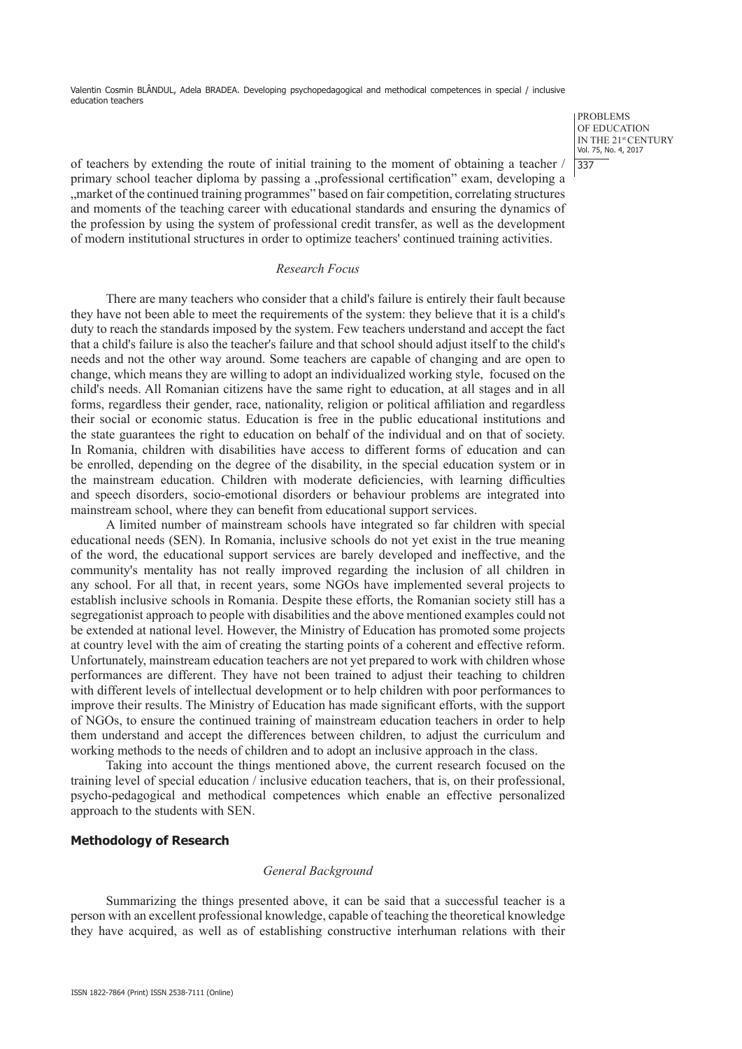of teachers by extending the route of initial training to the moment of obtaining a teacher / primary school teacher diploma by passing a „professional certification" exam, developing a „market of the continued training programmes" based on fair competition, correlating structures and moments of the teaching career with educational standards and ensuring the dynamics of the profession by using the system of professional credit transfer, as well as the development of modern institutional structures in order to optimize teachers' continued training activities.

### *Research Focus*

There are many teachers who consider that a child's failure is entirely their fault because they have not been able to meet the requirements of the system: they believe that it is a child's duty to reach the standards imposed by the system. Few teachers understand and accept the fact that a child's failure is also the teacher's failure and that school should adjust itself to the child's needs and not the other way around. Some teachers are capable of changing and are open to change, which means they are willing to adopt an individualized working style, focused on the child's needs. All Romanian citizens have the same right to education, at all stages and in all forms, regardless their gender, race, nationality, religion or political affiliation and regardless their social or economic status. Education is free in the public educational institutions and the state guarantees the right to education on behalf of the individual and on that of society. In Romania, children with disabilities have access to different forms of education and can be enrolled, depending on the degree of the disability, in the special education system or in the mainstream education. Children with moderate deficiencies, with learning difficulties and speech disorders, socio-emotional disorders or behaviour problems are integrated into mainstream school, where they can benefit from educational support services.

A limited number of mainstream schools have integrated so far children with special educational needs (SEN). In Romania, inclusive schools do not yet exist in the true meaning of the word, the educational support services are barely developed and ineffective, and the community's mentality has not really improved regarding the inclusion of all children in any school. For all that, in recent years, some NGOs have implemented several projects to establish inclusive schools in Romania. Despite these efforts, the Romanian society still has a segregationist approach to people with disabilities and the above mentioned examples could not be extended at national level. However, the Ministry of Education has promoted some projects at country level with the aim of creating the starting points of a coherent and effective reform. Unfortunately, mainstream education teachers are not yet prepared to work with children whose performances are different. They have not been trained to adjust their teaching to children with different levels of intellectual development or to help children with poor performances to improve their results. The Ministry of Education has made significant efforts, with the support of NGOs, to ensure the continued training of mainstream education teachers in order to help them understand and accept the differences between children, to adjust the curriculum and working methods to the needs of children and to adopt an inclusive approach in the class.

Taking into account the things mentioned above, the current research focused on the training level of special education / inclusive education teachers, that is, on their professional, psycho-pedagogical and methodical competences which enable an effective personalized approach to the students with SEN.

## **Methodology of Research**

### *General Background*

Summarizing the things presented above, it can be said that a successful teacher is a person with an excellent professional knowledge, capable of teaching the theoretical knowledge they have acquired, as well as of establishing constructive interhuman relations with their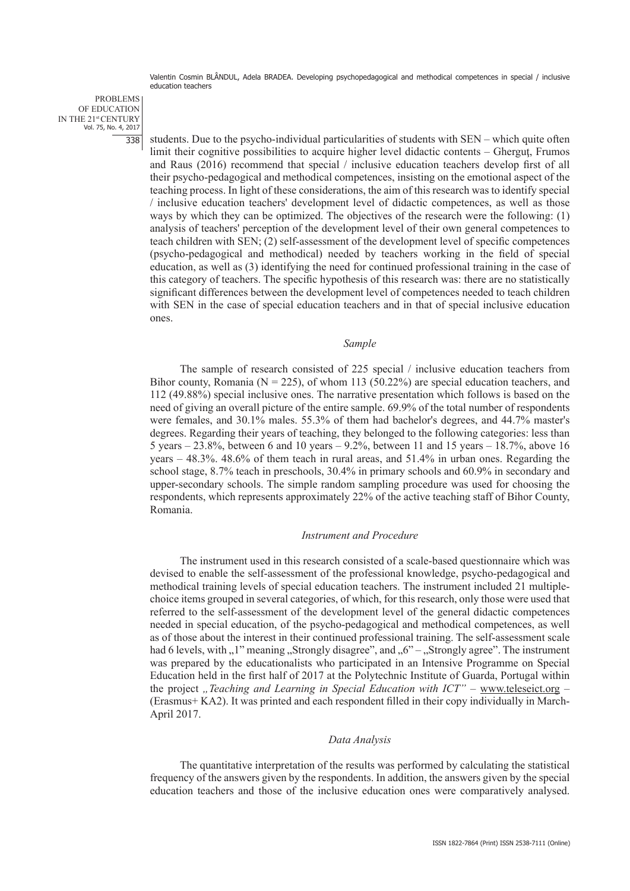students. Due to the psycho-individual particularities of students with SEN – which quite often limit their cognitive possibilities to acquire higher level didactic contents – Gherguț, Frumos and Raus (2016) recommend that special / inclusive education teachers develop first of all their psycho-pedagogical and methodical competences, insisting on the emotional aspect of the teaching process. In light of these considerations, the aim of this research was to identify special / inclusive education teachers' development level of didactic competences, as well as those ways by which they can be optimized. The objectives of the research were the following: (1) analysis of teachers' perception of the development level of their own general competences to teach children with SEN; (2) self-assessment of the development level of specific competences (psycho-pedagogical and methodical) needed by teachers working in the field of special education, as well as (3) identifying the need for continued professional training in the case of this category of teachers. The specific hypothesis of this research was: there are no statistically significant differences between the development level of competences needed to teach children with SEN in the case of special education teachers and in that of special inclusive education ones.

### *Sample*

The sample of research consisted of 225 special / inclusive education teachers from Bihor county, Romania (N = 225), of whom 113 (50.22%) are special education teachers, and 112 (49.88%) special inclusive ones. The narrative presentation which follows is based on the need of giving an overall picture of the entire sample. 69.9% of the total number of respondents were females, and 30.1% males. 55.3% of them had bachelor's degrees, and 44.7% master's degrees. Regarding their years of teaching, they belonged to the following categories: less than 5 years – 23.8%, between 6 and 10 years – 9.2%, between 11 and 15 years – 18.7%, above 16 years – 48.3%. 48.6% of them teach in rural areas, and 51.4% in urban ones. Regarding the school stage, 8.7% teach in preschools, 30.4% in primary schools and 60.9% in secondary and upper-secondary schools. The simple random sampling procedure was used for choosing the respondents, which represents approximately 22% of the active teaching staff of Bihor County, Romania.

### *Instrument and Procedure*

The instrument used in this research consisted of a scale-based questionnaire which was devised to enable the self-assessment of the professional knowledge, psycho-pedagogical and methodical training levels of special education teachers. The instrument included 21 multiple-choice items grouped in several categories, of which, for this research, only those were used that referred to the self-assessment of the development level of the general didactic competences needed in special education, of the psycho-pedagogical and methodical competences, as well as of those about the interest in their continued professional training. The self-assessment scale had 6 levels, with „1" meaning „Strongly disagree", and „6" – „Strongly agree". The instrument was prepared by the educationalists who participated in an Intensive Programme on Special Education held in the first half of 2017 at the Polytechnic Institute of Guarda, Portugal within the project *„Teaching and Learning in Special Education with ICT"* – www.teleseict.org – (Erasmus+ KA2). It was printed and each respondent filled in their copy individually in March-April 2017.

### *Data Analysis*

The quantitative interpretation of the results was performed by calculating the statistical frequency of the answers given by the respondents. In addition, the answers given by the special education teachers and those of the inclusive education ones were comparatively analysed.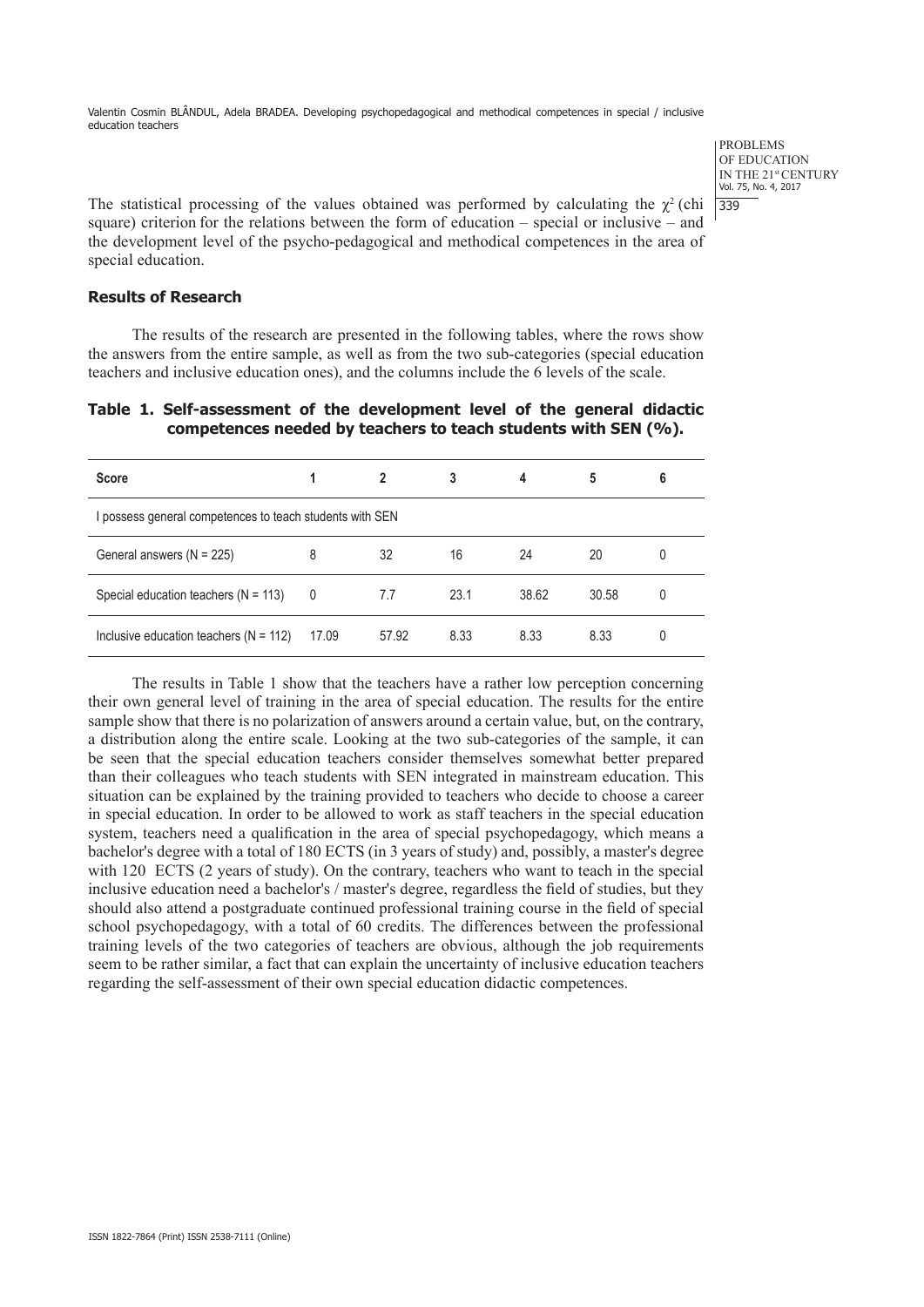The statistical processing of the values obtained was performed by calculating the $\chi^2$ (chi square) criterion for the relations between the form of education – special or inclusive – and the development level of the psycho-pedagogical and methodical competences in the area of special education.

## Results of Research

The results of the research are presented in the following tables, where the rows show the answers from the entire sample, as well as from the two sub-categories (special education teachers and inclusive education ones), and the columns include the 6 levels of the scale.

**Table 1. Self-assessment of the development level of the general didactic competences needed by teachers to teach students with SEN (%).**

| Score | 1 | 2 | 3 | 4 | 5 | 6 |
|---|---|---|---|---|---|---|
| I possess general competences to teach students with SEN | | | | | | |
| General answers (N = 225) | 8 | 32 | 16 | 24 | 20 | 0 |
| Special education teachers (N = 113) | 0 | 7.7 | 23.1 | 38.62 | 30.58 | 0 |
| Inclusive education teachers (N = 112) | 17.09 | 57.92 | 8.33 | 8.33 | 8.33 | 0 |

The results in Table 1 show that the teachers have a rather low perception concerning their own general level of training in the area of special education. The results for the entire sample show that there is no polarization of answers around a certain value, but, on the contrary, a distribution along the entire scale. Looking at the two sub-categories of the sample, it can be seen that the special education teachers consider themselves somewhat better prepared than their colleagues who teach students with SEN integrated in mainstream education. This situation can be explained by the training provided to teachers who decide to choose a career in special education. In order to be allowed to work as staff teachers in the special education system, teachers need a qualification in the area of special psychopedagogy, which means a bachelor's degree with a total of 180 ECTS (in 3 years of study) and, possibly, a master's degree with 120 ECTS (2 years of study). On the contrary, teachers who want to teach in the special inclusive education need a bachelor's / master's degree, regardless the field of studies, but they should also attend a postgraduate continued professional training course in the field of special school psychopedagogy, with a total of 60 credits. The differences between the professional training levels of the two categories of teachers are obvious, although the job requirements seem to be rather similar, a fact that can explain the uncertainty of inclusive education teachers regarding the self-assessment of their own special education didactic competences.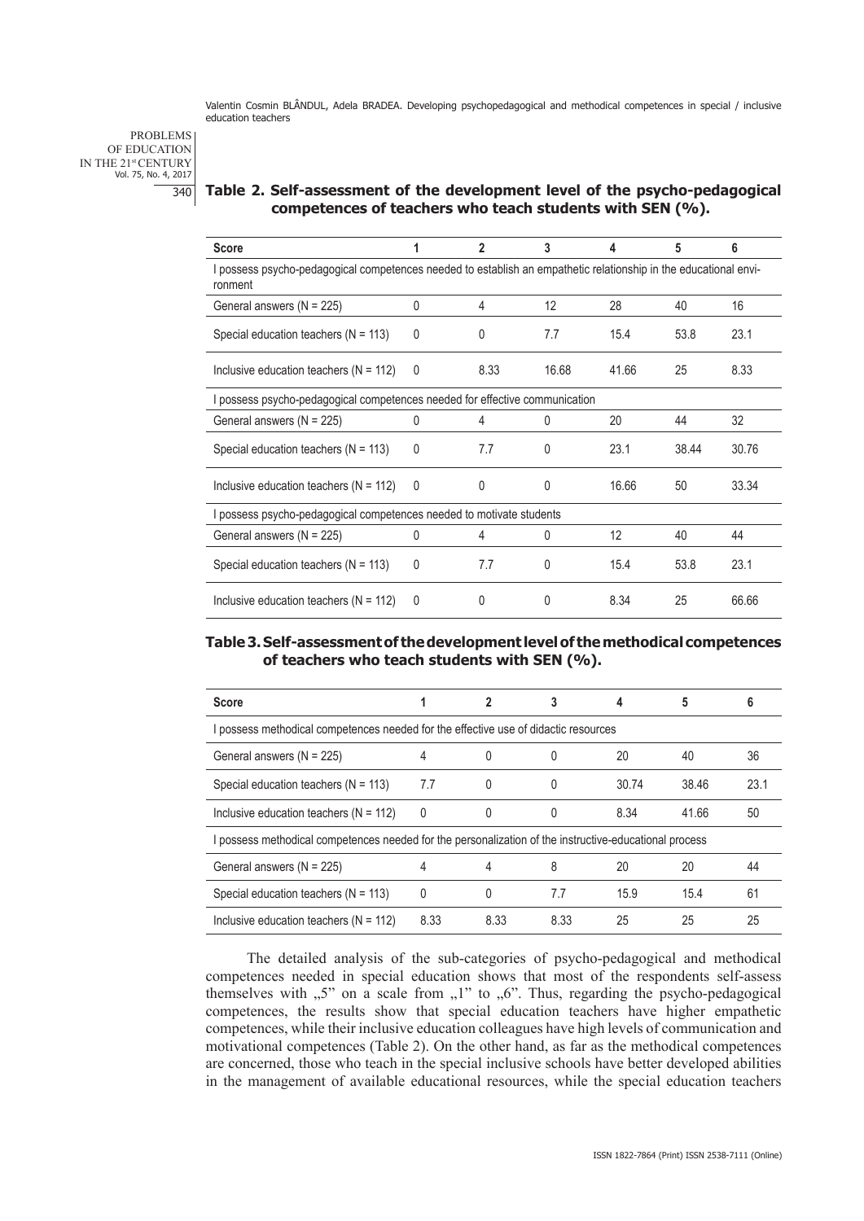**Table 2. Self-assessment of the development level of the psycho-pedagogical competences of teachers who teach students with SEN (%).**

| Score | 1 | 2 | 3 | 4 | 5 | 6 |
|---|---|---|---|---|---|---|
| I possess psycho-pedagogical competences needed to establish an empathetic relationship in the educational environment | | | | | | |
| General answers (N = 225) | 0 | 4 | 12 | 28 | 40 | 16 |
| Special education teachers (N = 113) | 0 | 0 | 7.7 | 15.4 | 53.8 | 23.1 |
| Inclusive education teachers (N = 112) | 0 | 8.33 | 16.68 | 41.66 | 25 | 8.33 |
| I possess psycho-pedagogical competences needed for effective communication | | | | | | |
| General answers (N = 225) | 0 | 4 | 0 | 20 | 44 | 32 |
| Special education teachers (N = 113) | 0 | 7.7 | 0 | 23.1 | 38.44 | 30.76 |
| Inclusive education teachers (N = 112) | 0 | 0 | 0 | 16.66 | 50 | 33.34 |
| I possess psycho-pedagogical competences needed to motivate students | | | | | | |
| General answers (N = 225) | 0 | 4 | 0 | 12 | 40 | 44 |
| Special education teachers (N = 113) | 0 | 7.7 | 0 | 15.4 | 53.8 | 23.1 |
| Inclusive education teachers (N = 112) | 0 | 0 | 0 | 8.34 | 25 | 66.66 |

**Table 3. Self-assessment of the development level of the methodical competences of teachers who teach students with SEN (%).**

| Score | 1 | 2 | 3 | 4 | 5 | 6 |
|---|---|---|---|---|---|---|
| I possess methodical competences needed for the effective use of didactic resources | | | | | | |
| General answers (N = 225) | 4 | 0 | 0 | 20 | 40 | 36 |
| Special education teachers (N = 113) | 7.7 | 0 | 0 | 30.74 | 38.46 | 23.1 |
| Inclusive education teachers (N = 112) | 0 | 0 | 0 | 8.34 | 41.66 | 50 |
| I possess methodical competences needed for the personalization of the instructive-educational process | | | | | | |
| General answers (N = 225) | 4 | 4 | 8 | 20 | 20 | 44 |
| Special education teachers (N = 113) | 0 | 0 | 7.7 | 15.9 | 15.4 | 61 |
| Inclusive education teachers (N = 112) | 8.33 | 8.33 | 8.33 | 25 | 25 | 25 |

The detailed analysis of the sub-categories of psycho-pedagogical and methodical competences needed in special education shows that most of the respondents self-assess themselves with „5" on a scale from „1" to „6". Thus, regarding the psycho-pedagogical competences, the results show that special education teachers have higher empathetic competences, while their inclusive education colleagues have high levels of communication and motivational competences (Table 2). On the other hand, as far as the methodical competences are concerned, those who teach in the special inclusive schools have better developed abilities in the management of available educational resources, while the special education teachers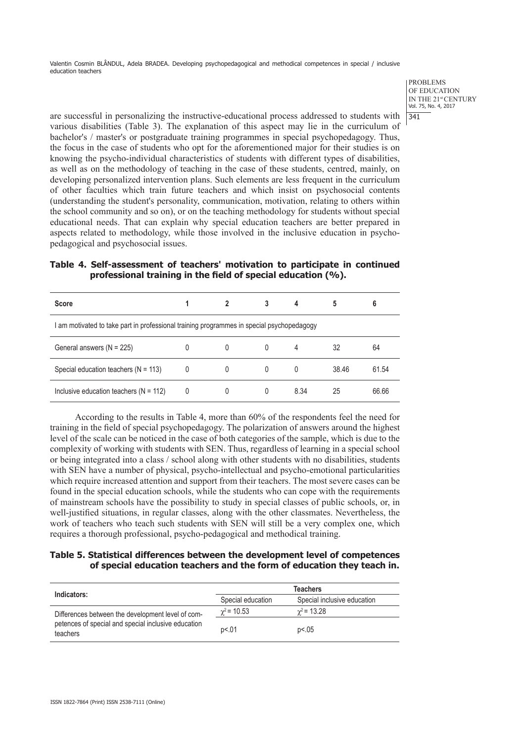are successful in personalizing the instructive-educational process addressed to students with various disabilities (Table 3). The explanation of this aspect may lie in the curriculum of bachelor's / master's or postgraduate training programmes in special psychopedagogy. Thus, the focus in the case of students who opt for the aforementioned major for their studies is on knowing the psycho-individual characteristics of students with different types of disabilities, as well as on the methodology of teaching in the case of these students, centred, mainly, on developing personalized intervention plans. Such elements are less frequent in the curriculum of other faculties which train future teachers and which insist on psychosocial contents (understanding the student's personality, communication, motivation, relating to others within the school community and so on), or on the teaching methodology for students without special educational needs. That can explain why special education teachers are better prepared in aspects related to methodology, while those involved in the inclusive education in psycho-pedagogical and psychosocial issues.

**Table 4. Self-assessment of teachers' motivation to participate in continued professional training in the field of special education (%).**

| Score | 1 | 2 | 3 | 4 | 5 | 6 |
|---|---|---|---|---|---|---|
| I am motivated to take part in professional training programmes in special psychopedagogy | | | | | | |
| General answers (N = 225) | 0 | 0 | 0 | 4 | 32 | 64 |
| Special education teachers (N = 113) | 0 | 0 | 0 | 0 | 38.46 | 61.54 |
| Inclusive education teachers (N = 112) | 0 | 0 | 0 | 8.34 | 25 | 66.66 |

According to the results in Table 4, more than 60% of the respondents feel the need for training in the field of special psychopedagogy. The polarization of answers around the highest level of the scale can be noticed in the case of both categories of the sample, which is due to the complexity of working with students with SEN. Thus, regardless of learning in a special school or being integrated into a class / school along with other students with no disabilities, students with SEN have a number of physical, psycho-intellectual and psycho-emotional particularities which require increased attention and support from their teachers. The most severe cases can be found in the special education schools, while the students who can cope with the requirements of mainstream schools have the possibility to study in special classes of public schools, or, in well-justified situations, in regular classes, along with the other classmates. Nevertheless, the work of teachers who teach such students with SEN will still be a very complex one, which requires a thorough professional, psycho-pedagogical and methodical training.

**Table 5. Statistical differences between the development level of competences of special education teachers and the form of education they teach in.**

| Indicators: | Teachers | |
|---|---|---|
| | Special education | Special inclusive education |
| Differences between the development level of competences of special and special inclusive education teachers | $\chi^2 = 10.53$ | $\chi^2 = 13.28$ |
| | $p<.01$ | $p<.05$ |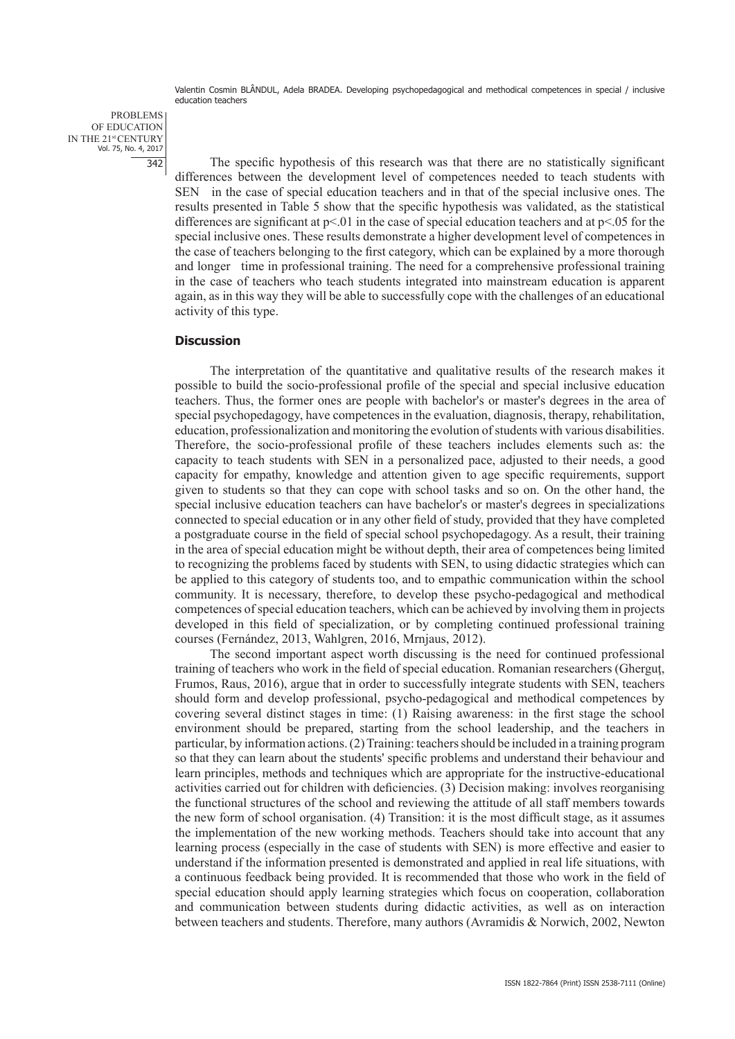The specific hypothesis of this research was that there are no statistically significant differences between the development level of competences needed to teach students with SEN in the case of special education teachers and in that of the special inclusive ones. The results presented in Table 5 show that the specific hypothesis was validated, as the statistical differences are significant at $p<.01$ in the case of special education teachers and at $p<.05$ for the special inclusive ones. These results demonstrate a higher development level of competences in the case of teachers belonging to the first category, which can be explained by a more thorough and longer time in professional training. The need for a comprehensive professional training in the case of teachers who teach students integrated into mainstream education is apparent again, as in this way they will be able to successfully cope with the challenges of an educational activity of this type.

## Discussion

The interpretation of the quantitative and qualitative results of the research makes it possible to build the socio-professional profile of the special and special inclusive education teachers. Thus, the former ones are people with bachelor's or master's degrees in the area of special psychopedagogy, have competences in the evaluation, diagnosis, therapy, rehabilitation, education, professionalization and monitoring the evolution of students with various disabilities. Therefore, the socio-professional profile of these teachers includes elements such as: the capacity to teach students with SEN in a personalized pace, adjusted to their needs, a good capacity for empathy, knowledge and attention given to age specific requirements, support given to students so that they can cope with school tasks and so on. On the other hand, the special inclusive education teachers can have bachelor's or master's degrees in specializations connected to special education or in any other field of study, provided that they have completed a postgraduate course in the field of special school psychopedagogy. As a result, their training in the area of special education might be without depth, their area of competences being limited to recognizing the problems faced by students with SEN, to using didactic strategies which can be applied to this category of students too, and to empathic communication within the school community. It is necessary, therefore, to develop these psycho-pedagogical and methodical competences of special education teachers, which can be achieved by involving them in projects developed in this field of specialization, or by completing continued professional training courses (Fernández, 2013, Wahlgren, 2016, Mrnjaus, 2012).

The second important aspect worth discussing is the need for continued professional training of teachers who work in the field of special education. Romanian researchers (Gherguţ, Frumos, Raus, 2016), argue that in order to successfully integrate students with SEN, teachers should form and develop professional, psycho-pedagogical and methodical competences by covering several distinct stages in time: (1) Raising awareness: in the first stage the school environment should be prepared, starting from the school leadership, and the teachers in particular, by information actions. (2) Training: teachers should be included in a training program so that they can learn about the students' specific problems and understand their behaviour and learn principles, methods and techniques which are appropriate for the instructive-educational activities carried out for children with deficiencies. (3) Decision making: involves reorganising the functional structures of the school and reviewing the attitude of all staff members towards the new form of school organisation. (4) Transition: it is the most difficult stage, as it assumes the implementation of the new working methods. Teachers should take into account that any learning process (especially in the case of students with SEN) is more effective and easier to understand if the information presented is demonstrated and applied in real life situations, with a continuous feedback being provided. It is recommended that those who work in the field of special education should apply learning strategies which focus on cooperation, collaboration and communication between students during didactic activities, as well as on interaction between teachers and students. Therefore, many authors (Avramidis & Norwich, 2002, Newton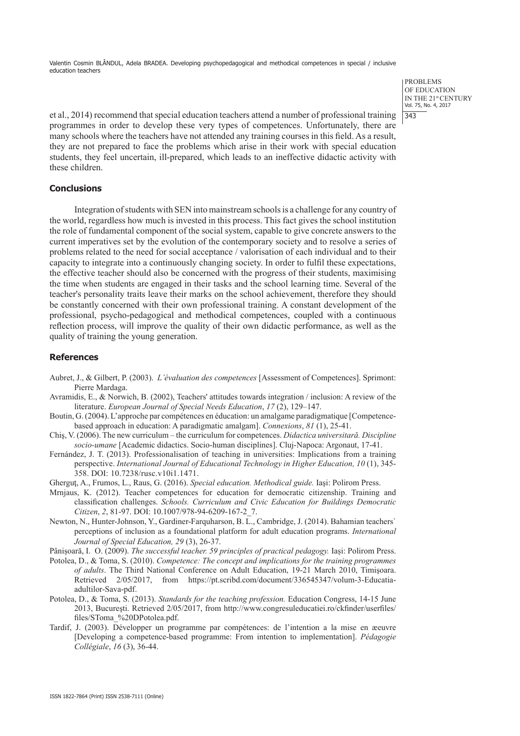et al., 2014) recommend that special education teachers attend a number of professional training programmes in order to develop these types of competences. Unfortunately, there are many schools where the teachers have not attended any training courses in this field. As a result, they are not prepared to face the problems which arise in their work with special education students, they feel uncertain, ill-prepared, which leads to an ineffective didactic activity with these children.

## Conclusions

Integration of students with SEN into mainstream schools is a challenge for any country of the world, regardless how much is invested in this process. This fact gives the school institution the role of fundamental component of the social system, capable to give concrete answers to the current imperatives set by the evolution of the contemporary society and to resolve a series of problems related to the need for social acceptance / valorisation of each individual and to their capacity to integrate into a continuously changing society. In order to fulfil these expectations, the effective teacher should also be concerned with the progress of their students, maximising the time when students are engaged in their tasks and the school learning time. Several of the teacher's personality traits leave their marks on the school achievement, therefore they should be constantly concerned with their own professional training. A constant development of the professional, psycho-pedagogical and methodical competences, coupled with a continuous reflection process, will improve the quality of their own didactic performance, as well as the quality of training the young generation.

## References

Aubret, J., & Gilbert, P. (2003). *L'évaluation des competences* [Assessment of Competences]. Sprimont: Pierre Mardaga.

Avramidis, E., & Norwich, B. (2002), Teachers' attitudes towards integration / inclusion: A review of the literature. *European Journal of Special Needs Education*, *17* (2), 129–147.

Boutin, G. (2004). L'approche par compétences en éducation: un amalgame paradigmatique [Competence-based approach in education: A paradigmatic amalgam]. *Connexions*, *81* (1), 25-41.

Chiş, V. (2006). The new curriculum – the curriculum for competences. *Didactica universitară. Discipline socio-umane* [Academic didactics. Socio-human disciplines]. Cluj-Napoca: Argonaut, 17-41.

Fernández, J. T. (2013). Professionalisation of teaching in universities: Implications from a training perspective. *International Journal of Educational Technology in Higher Education, 10* (1), 345-358. DOI: 10.7238/rusc.v10i1.1471.

Gherguţ, A., Frumos, L., Raus, G. (2016). *Special education. Methodical guide.* Iaşi: Polirom Press.

Mrnjaus, K. (2012). Teacher competences for education for democratic citizenship. Training and classification challenges. *Schools. Curriculum and Civic Education for Buildings Democratic Citizen*, *2*, 81-97. DOI: 10.1007/978-94-6209-167-2_7.

Newton, N., Hunter-Johnson, Y., Gardiner-Farquharson, B. L., Cambridge, J. (2014). Bahamian teachers` perceptions of inclusion as a foundational platform for adult education programs. *International Journal of Special Education, 29* (3), 26-37.

Pânişoară, I. O. (2009). *The successful teacher. 59 principles of practical pedagogy.* Iaşi: Polirom Press.

Potolea, D., & Toma, S. (2010). *Competence: The concept and implications for the training programmes of adults*. The Third National Conference on Adult Education, 19-21 March 2010, Timişoara. Retrieved 2/05/2017, from https://pt.scribd.com/document/336545347/volum-3-Educatia-adultilor-Sava-pdf.

Potolea, D., & Toma, S. (2013). *Standards for the teaching profession.* Education Congress, 14-15 June 2013, Bucureşti. Retrieved 2/05/2017, from http://www.congresuleducatiei.ro/ckfinder/userfiles/files/SToma_%20DPotolea.pdf.

Tardif, J. (2003). Développer un programme par compétences: de l'intention a la mise en æeuvre [Developing a competence-based programme: From intention to implementation]. *Pédagogie Collégiale*, *16* (3), 36-44.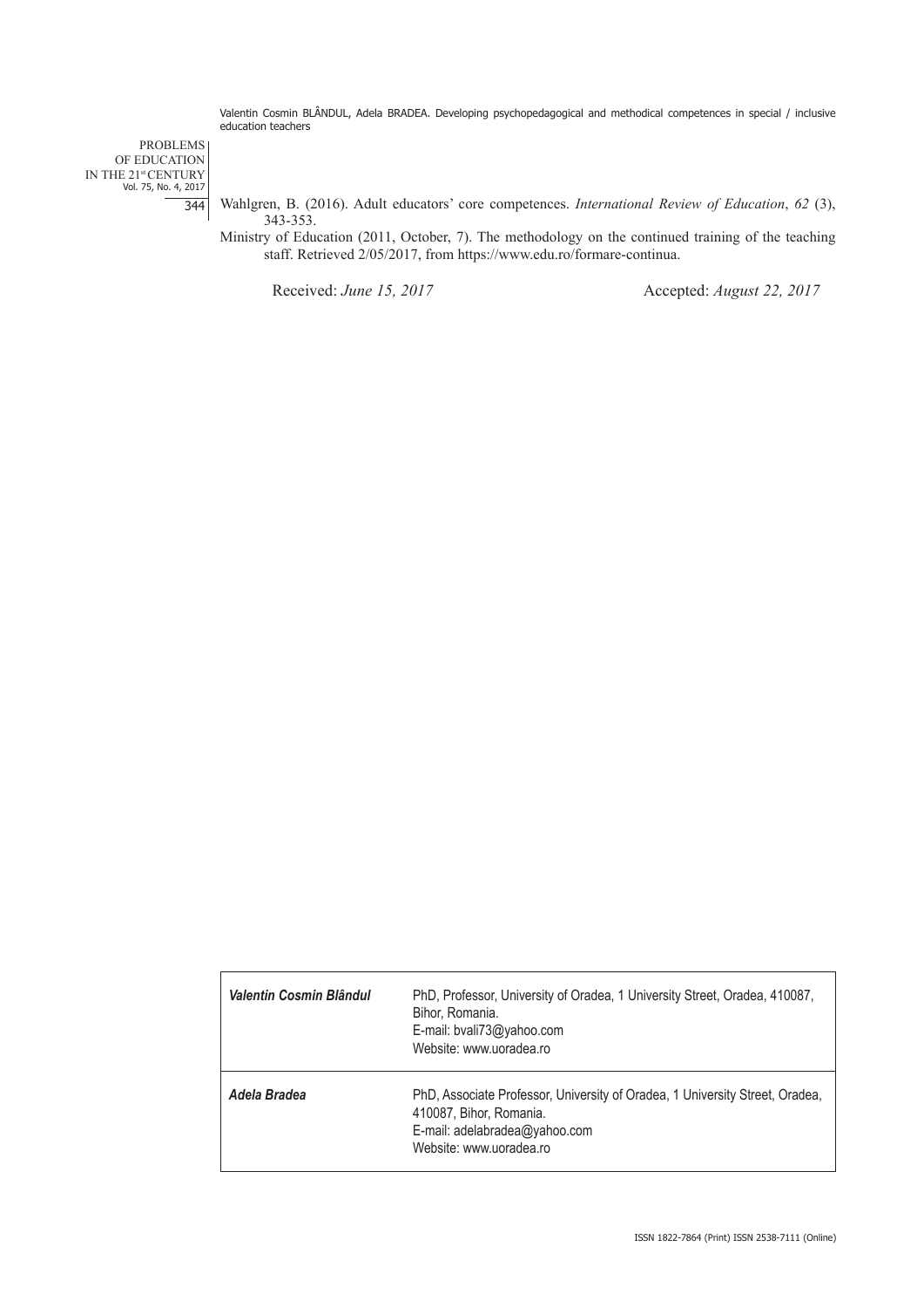Wahlgren, B. (2016). Adult educators' core competences. *International Review of Education*, *62* (3), 343-353.

Ministry of Education (2011, October, 7). The methodology on the continued training of the teaching staff. Retrieved 2/05/2017, from https://www.edu.ro/formare-continua.

Received: *June 15, 2017* Accepted: *August 22, 2017*

| | |
|---|---|
| ***Valentin Cosmin Blândul*** | PhD, Professor, University of Oradea, 1 University Street, Oradea, 410087, Bihor, Romania. E-mail: bvali73@yahoo.com Website: www.uoradea.ro |
| ***Adela Bradea*** | PhD, Associate Professor, University of Oradea, 1 University Street, Oradea, 410087, Bihor, Romania. E-mail: adelabradea@yahoo.com Website: www.uoradea.ro |